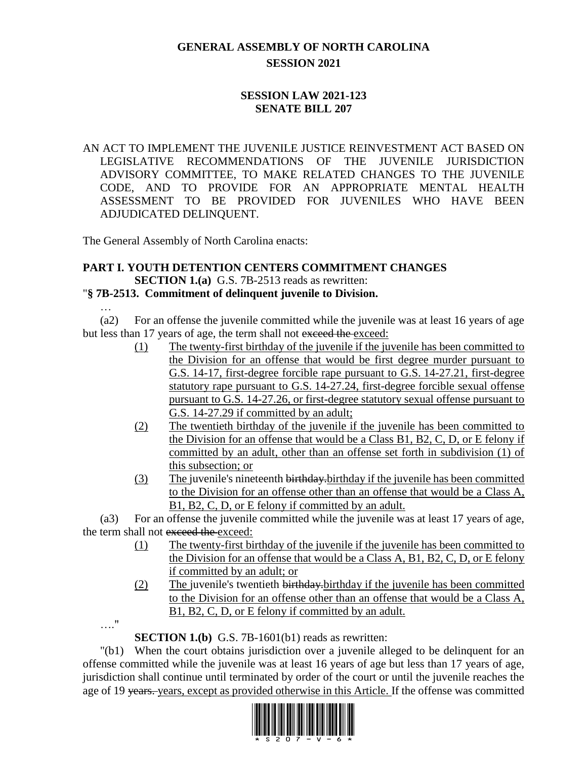# GENERAL ASSEMBLY OF NORTH CAROLINA
## SESSION 2021

## SESSION LAW 2021-123
## SENATE BILL 207

AN ACT TO IMPLEMENT THE JUVENILE JUSTICE REINVESTMENT ACT BASED ON LEGISLATIVE RECOMMENDATIONS OF THE JUVENILE JURISDICTION ADVISORY COMMITTEE, TO MAKE RELATED CHANGES TO THE JUVENILE CODE, AND TO PROVIDE FOR AN APPROPRIATE MENTAL HEALTH ASSESSMENT TO BE PROVIDED FOR JUVENILES WHO HAVE BEEN ADJUDICATED DELINQUENT.

The General Assembly of North Carolina enacts:

**PART I. YOUTH DETENTION CENTERS COMMITMENT CHANGES**

**SECTION 1.(a)** G.S. 7B-2513 reads as rewritten:

"**§ 7B-2513. Commitment of delinquent juvenile to Division.**

…

(a2) For an offense the juvenile committed while the juvenile was at least 16 years of age but less than 17 years of age, the term shall not ~~exceed the~~ exceed:

(1) The twenty-first birthday of the juvenile if the juvenile has been committed to the Division for an offense that would be first degree murder pursuant to G.S. 14-17, first-degree forcible rape pursuant to G.S. 14-27.21, first-degree statutory rape pursuant to G.S. 14-27.24, first-degree forcible sexual offense pursuant to G.S. 14-27.26, or first-degree statutory sexual offense pursuant to G.S. 14-27.29 if committed by an adult;

(2) The twentieth birthday of the juvenile if the juvenile has been committed to the Division for an offense that would be a Class B1, B2, C, D, or E felony if committed by an adult, other than an offense set forth in subdivision (1) of this subsection; or

(3) The juvenile's nineteenth ~~birthday.~~ birthday if the juvenile has been committed to the Division for an offense other than an offense that would be a Class A, B1, B2, C, D, or E felony if committed by an adult.

(a3) For an offense the juvenile committed while the juvenile was at least 17 years of age, the term shall not ~~exceed the~~ exceed:

(1) The twenty-first birthday of the juvenile if the juvenile has been committed to the Division for an offense that would be a Class A, B1, B2, C, D, or E felony if committed by an adult; or

(2) The juvenile's twentieth ~~birthday.~~ birthday if the juvenile has been committed to the Division for an offense other than an offense that would be a Class A, B1, B2, C, D, or E felony if committed by an adult.

…."

**SECTION 1.(b)** G.S. 7B-1601(b1) reads as rewritten:

"(b1) When the court obtains jurisdiction over a juvenile alleged to be delinquent for an offense committed while the juvenile was at least 16 years of age but less than 17 years of age, jurisdiction shall continue until terminated by order of the court or until the juvenile reaches the age of 19 ~~years.~~ years, except as provided otherwise in this Article. If the offense was committed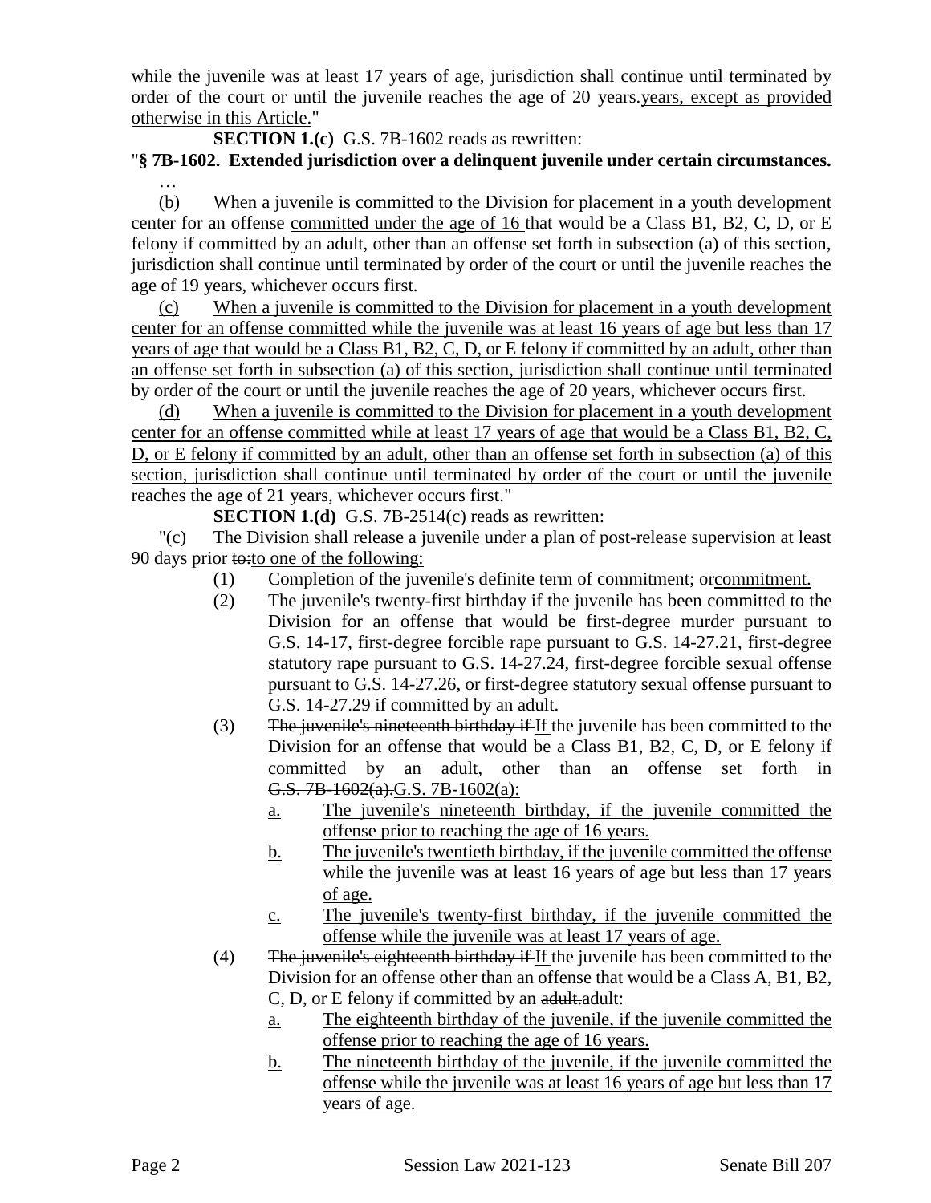while the juvenile was at least 17 years of age, jurisdiction shall continue until terminated by order of the court or until the juvenile reaches the age of 20 ~~years.~~years, except as provided otherwise in this Article."

**SECTION 1.(c)** G.S. 7B-1602 reads as rewritten:

"**§ 7B-1602. Extended jurisdiction over a delinquent juvenile under certain circumstances.**

…

(b) When a juvenile is committed to the Division for placement in a youth development center for an offense committed under the age of 16 that would be a Class B1, B2, C, D, or E felony if committed by an adult, other than an offense set forth in subsection (a) of this section, jurisdiction shall continue until terminated by order of the court or until the juvenile reaches the age of 19 years, whichever occurs first.

(c) When a juvenile is committed to the Division for placement in a youth development center for an offense committed while the juvenile was at least 16 years of age but less than 17 years of age that would be a Class B1, B2, C, D, or E felony if committed by an adult, other than an offense set forth in subsection (a) of this section, jurisdiction shall continue until terminated by order of the court or until the juvenile reaches the age of 20 years, whichever occurs first.

(d) When a juvenile is committed to the Division for placement in a youth development center for an offense committed while at least 17 years of age that would be a Class B1, B2, C, D, or E felony if committed by an adult, other than an offense set forth in subsection (a) of this section, jurisdiction shall continue until terminated by order of the court or until the juvenile reaches the age of 21 years, whichever occurs first."

**SECTION 1.(d)** G.S. 7B-2514(c) reads as rewritten:

"(c) The Division shall release a juvenile under a plan of post-release supervision at least 90 days prior ~~to:~~to one of the following:

(1) Completion of the juvenile's definite term of ~~commitment; or~~commitment.

(2) The juvenile's twenty-first birthday if the juvenile has been committed to the Division for an offense that would be first-degree murder pursuant to G.S. 14-17, first-degree forcible rape pursuant to G.S. 14-27.21, first-degree statutory rape pursuant to G.S. 14-27.24, first-degree forcible sexual offense pursuant to G.S. 14-27.26, or first-degree statutory sexual offense pursuant to G.S. 14-27.29 if committed by an adult.

(3) ~~The juvenile's nineteenth birthday if~~ If the juvenile has been committed to the Division for an offense that would be a Class B1, B2, C, D, or E felony if committed by an adult, other than an offense set forth in ~~G.S. 7B-1602(a).~~G.S. 7B-1602(a):

a. The juvenile's nineteenth birthday, if the juvenile committed the offense prior to reaching the age of 16 years.

b. The juvenile's twentieth birthday, if the juvenile committed the offense while the juvenile was at least 16 years of age but less than 17 years of age.

c. The juvenile's twenty-first birthday, if the juvenile committed the offense while the juvenile was at least 17 years of age.

(4) ~~The juvenile's eighteenth birthday if~~ If the juvenile has been committed to the Division for an offense other than an offense that would be a Class A, B1, B2, C, D, or E felony if committed by an ~~adult.~~adult:

a. The eighteenth birthday of the juvenile, if the juvenile committed the offense prior to reaching the age of 16 years.

b. The nineteenth birthday of the juvenile, if the juvenile committed the offense while the juvenile was at least 16 years of age but less than 17 years of age.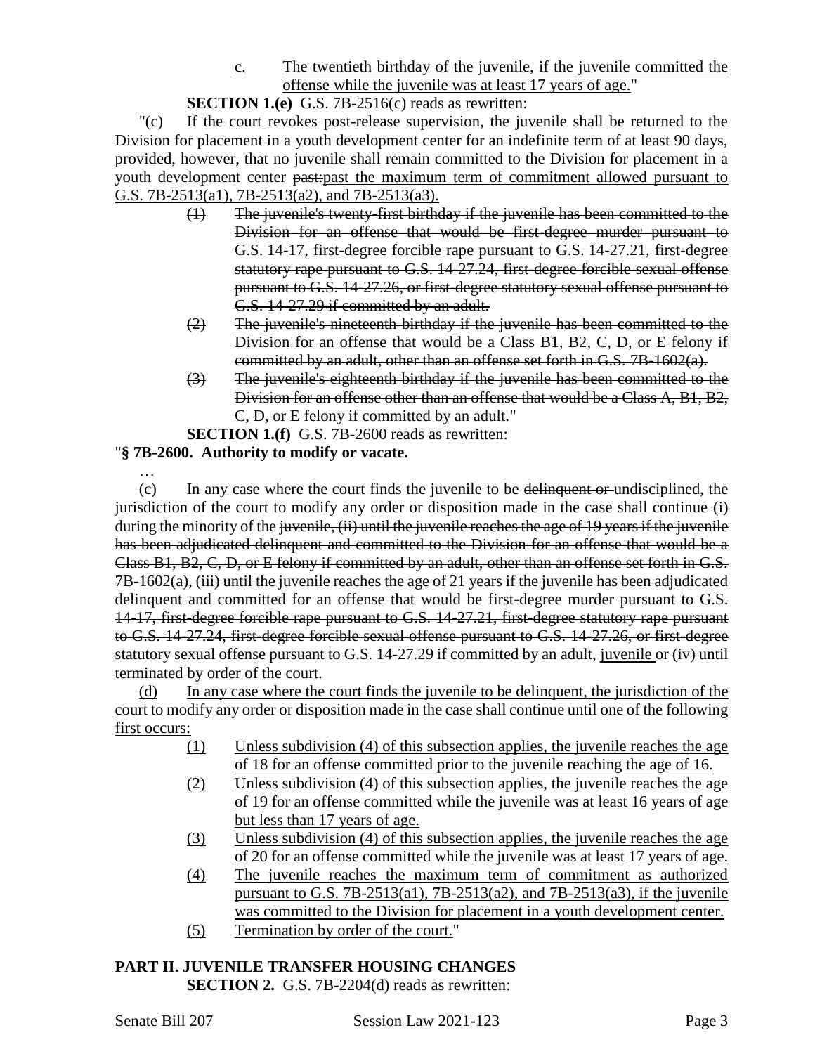c. The twentieth birthday of the juvenile, if the juvenile committed the offense while the juvenile was at least 17 years of age."

**SECTION 1.(e)** G.S. 7B-2516(c) reads as rewritten:

"(c) If the court revokes post-release supervision, the juvenile shall be returned to the Division for placement in a youth development center for an indefinite term of at least 90 days, provided, however, that no juvenile shall remain committed to the Division for placement in a youth development center ~~past:~~past the maximum term of commitment allowed pursuant to G.S. 7B-2513(a1), 7B-2513(a2), and 7B-2513(a3).

(1) ~~The juvenile's twenty-first birthday if the juvenile has been committed to the Division for an offense that would be first-degree murder pursuant to G.S. 14-17, first-degree forcible rape pursuant to G.S. 14-27.21, first-degree statutory rape pursuant to G.S. 14-27.24, first-degree forcible sexual offense pursuant to G.S. 14-27.26, or first-degree statutory sexual offense pursuant to G.S. 14-27.29 if committed by an adult.~~

(2) ~~The juvenile's nineteenth birthday if the juvenile has been committed to the Division for an offense that would be a Class B1, B2, C, D, or E felony if committed by an adult, other than an offense set forth in G.S. 7B-1602(a).~~

(3) ~~The juvenile's eighteenth birthday if the juvenile has been committed to the Division for an offense other than an offense that would be a Class A, B1, B2, C, D, or E felony if committed by an adult.~~"

**SECTION 1.(f)** G.S. 7B-2600 reads as rewritten:

"**§ 7B-2600. Authority to modify or vacate.**

…

(c) In any case where the court finds the juvenile to be ~~delinquent or~~ undisciplined, the jurisdiction of the court to modify any order or disposition made in the case shall continue ~~(i)~~ during the minority of the ~~juvenile, (ii) until the juvenile reaches the age of 19 years if the juvenile has been adjudicated delinquent and committed to the Division for an offense that would be a Class B1, B2, C, D, or E felony if committed by an adult, other than an offense set forth in G.S. 7B-1602(a), (iii) until the juvenile reaches the age of 21 years if the juvenile has been adjudicated delinquent and committed for an offense that would be first-degree murder pursuant to G.S. 14-17, first-degree forcible rape pursuant to G.S. 14-27.21, first-degree statutory rape pursuant to G.S. 14-27.24, first-degree forcible sexual offense pursuant to G.S. 14-27.26, or first-degree statutory sexual offense pursuant to G.S. 14-27.29 if committed by an adult,~~ juvenile or ~~(iv)~~ until terminated by order of the court.

(d) In any case where the court finds the juvenile to be delinquent, the jurisdiction of the court to modify any order or disposition made in the case shall continue until one of the following first occurs:

(1) Unless subdivision (4) of this subsection applies, the juvenile reaches the age of 18 for an offense committed prior to the juvenile reaching the age of 16.

(2) Unless subdivision (4) of this subsection applies, the juvenile reaches the age of 19 for an offense committed while the juvenile was at least 16 years of age but less than 17 years of age.

(3) Unless subdivision (4) of this subsection applies, the juvenile reaches the age of 20 for an offense committed while the juvenile was at least 17 years of age.

(4) The juvenile reaches the maximum term of commitment as authorized pursuant to G.S. 7B-2513(a1), 7B-2513(a2), and 7B-2513(a3), if the juvenile was committed to the Division for placement in a youth development center.

(5) Termination by order of the court."

## PART II. JUVENILE TRANSFER HOUSING CHANGES

**SECTION 2.** G.S. 7B-2204(d) reads as rewritten: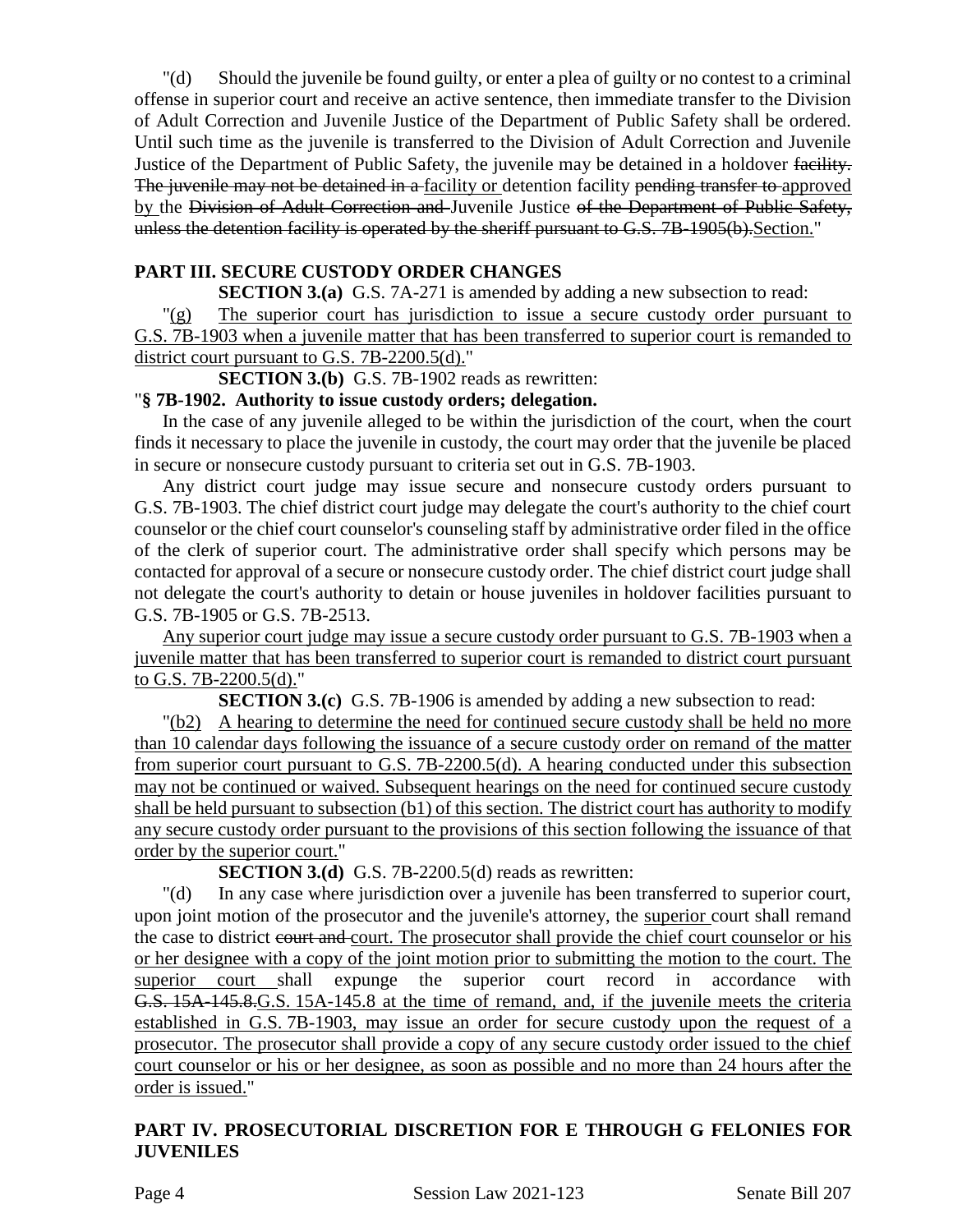"(d) Should the juvenile be found guilty, or enter a plea of guilty or no contest to a criminal offense in superior court and receive an active sentence, then immediate transfer to the Division of Adult Correction and Juvenile Justice of the Department of Public Safety shall be ordered. Until such time as the juvenile is transferred to the Division of Adult Correction and Juvenile Justice of the Department of Public Safety, the juvenile may be detained in a holdover ~~facility. The juvenile may not be detained in a~~ facility or detention facility ~~pending transfer to~~ approved by the ~~Division of Adult Correction and~~ Juvenile Justice ~~of the Department of Public Safety, unless the detention facility is operated by the sheriff pursuant to G.S. 7B-1905(b).~~Section."

## PART III. SECURE CUSTODY ORDER CHANGES

**SECTION 3.(a)** G.S. 7A-271 is amended by adding a new subsection to read:

"(g) The superior court has jurisdiction to issue a secure custody order pursuant to G.S. 7B-1903 when a juvenile matter that has been transferred to superior court is remanded to district court pursuant to G.S. 7B-2200.5(d)."

**SECTION 3.(b)** G.S. 7B-1902 reads as rewritten:

"**§ 7B-1902. Authority to issue custody orders; delegation.**

In the case of any juvenile alleged to be within the jurisdiction of the court, when the court finds it necessary to place the juvenile in custody, the court may order that the juvenile be placed in secure or nonsecure custody pursuant to criteria set out in G.S. 7B-1903.

Any district court judge may issue secure and nonsecure custody orders pursuant to G.S. 7B-1903. The chief district court judge may delegate the court's authority to the chief court counselor or the chief court counselor's counseling staff by administrative order filed in the office of the clerk of superior court. The administrative order shall specify which persons may be contacted for approval of a secure or nonsecure custody order. The chief district court judge shall not delegate the court's authority to detain or house juveniles in holdover facilities pursuant to G.S. 7B-1905 or G.S. 7B-2513.

Any superior court judge may issue a secure custody order pursuant to G.S. 7B-1903 when a juvenile matter that has been transferred to superior court is remanded to district court pursuant to G.S. 7B-2200.5(d)."

**SECTION 3.(c)** G.S. 7B-1906 is amended by adding a new subsection to read:

"(b2) A hearing to determine the need for continued secure custody shall be held no more than 10 calendar days following the issuance of a secure custody order on remand of the matter from superior court pursuant to G.S. 7B-2200.5(d). A hearing conducted under this subsection may not be continued or waived. Subsequent hearings on the need for continued secure custody shall be held pursuant to subsection (b1) of this section. The district court has authority to modify any secure custody order pursuant to the provisions of this section following the issuance of that order by the superior court."

**SECTION 3.(d)** G.S. 7B-2200.5(d) reads as rewritten:

"(d) In any case where jurisdiction over a juvenile has been transferred to superior court, upon joint motion of the prosecutor and the juvenile's attorney, the superior court shall remand the case to district ~~court and~~ court. The prosecutor shall provide the chief court counselor or his or her designee with a copy of the joint motion prior to submitting the motion to the court. The superior court shall expunge the superior court record in accordance with ~~G.S. 15A-145.8.~~G.S. 15A-145.8 at the time of remand, and, if the juvenile meets the criteria established in G.S. 7B-1903, may issue an order for secure custody upon the request of a prosecutor. The prosecutor shall provide a copy of any secure custody order issued to the chief court counselor or his or her designee, as soon as possible and no more than 24 hours after the order is issued."

## PART IV. PROSECUTORIAL DISCRETION FOR E THROUGH G FELONIES FOR JUVENILES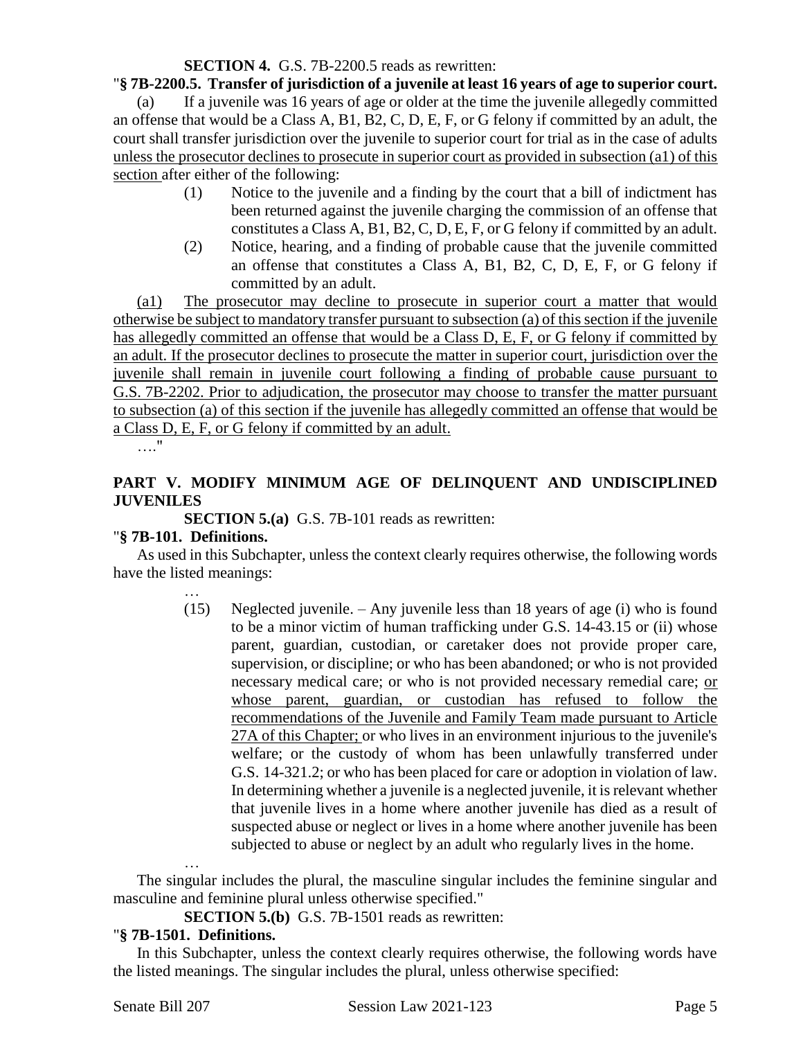**SECTION 4.** G.S. 7B-2200.5 reads as rewritten:

"**§ 7B-2200.5. Transfer of jurisdiction of a juvenile at least 16 years of age to superior court.**

(a) If a juvenile was 16 years of age or older at the time the juvenile allegedly committed an offense that would be a Class A, B1, B2, C, D, E, F, or G felony if committed by an adult, the court shall transfer jurisdiction over the juvenile to superior court for trial as in the case of adults unless the prosecutor declines to prosecute in superior court as provided in subsection (a1) of this section after either of the following:

(1) Notice to the juvenile and a finding by the court that a bill of indictment has been returned against the juvenile charging the commission of an offense that constitutes a Class A, B1, B2, C, D, E, F, or G felony if committed by an adult.

(2) Notice, hearing, and a finding of probable cause that the juvenile committed an offense that constitutes a Class A, B1, B2, C, D, E, F, or G felony if committed by an adult.

(a1) The prosecutor may decline to prosecute in superior court a matter that would otherwise be subject to mandatory transfer pursuant to subsection (a) of this section if the juvenile has allegedly committed an offense that would be a Class D, E, F, or G felony if committed by an adult. If the prosecutor declines to prosecute the matter in superior court, jurisdiction over the juvenile shall remain in juvenile court following a finding of probable cause pursuant to G.S. 7B-2202. Prior to adjudication, the prosecutor may choose to transfer the matter pursuant to subsection (a) of this section if the juvenile has allegedly committed an offense that would be a Class D, E, F, or G felony if committed by an adult.

…."

## PART V. MODIFY MINIMUM AGE OF DELINQUENT AND UNDISCIPLINED JUVENILES

**SECTION 5.(a)** G.S. 7B-101 reads as rewritten:

"**§ 7B-101. Definitions.**

As used in this Subchapter, unless the context clearly requires otherwise, the following words have the listed meanings:

…

(15) Neglected juvenile. – Any juvenile less than 18 years of age (i) who is found to be a minor victim of human trafficking under G.S. 14-43.15 or (ii) whose parent, guardian, custodian, or caretaker does not provide proper care, supervision, or discipline; or who has been abandoned; or who is not provided necessary medical care; or who is not provided necessary remedial care; or whose parent, guardian, or custodian has refused to follow the recommendations of the Juvenile and Family Team made pursuant to Article 27A of this Chapter; or who lives in an environment injurious to the juvenile's welfare; or the custody of whom has been unlawfully transferred under G.S. 14-321.2; or who has been placed for care or adoption in violation of law. In determining whether a juvenile is a neglected juvenile, it is relevant whether that juvenile lives in a home where another juvenile has died as a result of suspected abuse or neglect or lives in a home where another juvenile has been subjected to abuse or neglect by an adult who regularly lives in the home.

…

The singular includes the plural, the masculine singular includes the feminine singular and masculine and feminine plural unless otherwise specified."

**SECTION 5.(b)** G.S. 7B-1501 reads as rewritten:

"**§ 7B-1501. Definitions.**

In this Subchapter, unless the context clearly requires otherwise, the following words have the listed meanings. The singular includes the plural, unless otherwise specified: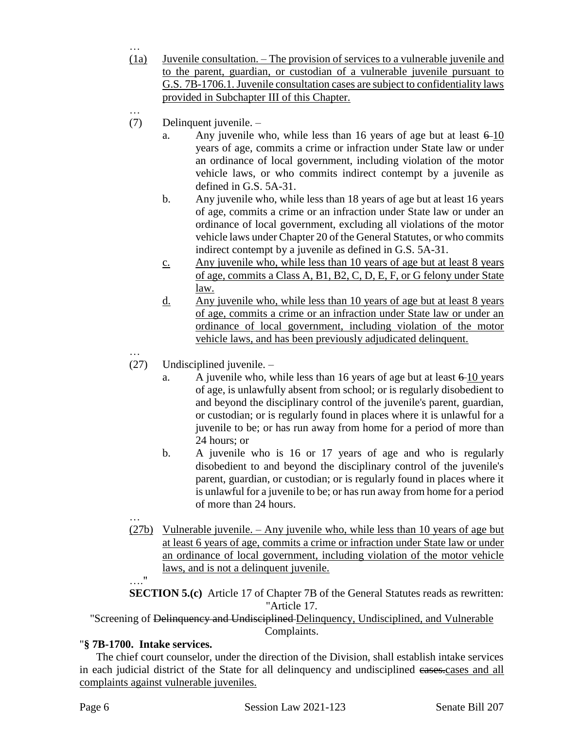…

(1a) Juvenile consultation. – The provision of services to a vulnerable juvenile and to the parent, guardian, or custodian of a vulnerable juvenile pursuant to G.S. 7B-1706.1. Juvenile consultation cases are subject to confidentiality laws provided in Subchapter III of this Chapter.

…

(7) Delinquent juvenile. –

a. Any juvenile who, while less than 16 years of age but at least ~~6~~ 10 years of age, commits a crime or infraction under State law or under an ordinance of local government, including violation of the motor vehicle laws, or who commits indirect contempt by a juvenile as defined in G.S. 5A-31.

b. Any juvenile who, while less than 18 years of age but at least 16 years of age, commits a crime or an infraction under State law or under an ordinance of local government, excluding all violations of the motor vehicle laws under Chapter 20 of the General Statutes, or who commits indirect contempt by a juvenile as defined in G.S. 5A-31.

c. Any juvenile who, while less than 10 years of age but at least 8 years of age, commits a Class A, B1, B2, C, D, E, F, or G felony under State law.

d. Any juvenile who, while less than 10 years of age but at least 8 years of age, commits a crime or an infraction under State law or under an ordinance of local government, including violation of the motor vehicle laws, and has been previously adjudicated delinquent.

…

(27) Undisciplined juvenile. –

a. A juvenile who, while less than 16 years of age but at least ~~6~~ 10 years of age, is unlawfully absent from school; or is regularly disobedient to and beyond the disciplinary control of the juvenile's parent, guardian, or custodian; or is regularly found in places where it is unlawful for a juvenile to be; or has run away from home for a period of more than 24 hours; or

b. A juvenile who is 16 or 17 years of age and who is regularly disobedient to and beyond the disciplinary control of the juvenile's parent, guardian, or custodian; or is regularly found in places where it is unlawful for a juvenile to be; or has run away from home for a period of more than 24 hours.

…

(27b) Vulnerable juvenile. – Any juvenile who, while less than 10 years of age but at least 6 years of age, commits a crime or infraction under State law or under an ordinance of local government, including violation of the motor vehicle laws, and is not a delinquent juvenile.

…."

**SECTION 5.(c)** Article 17 of Chapter 7B of the General Statutes reads as rewritten:

"Article 17.

"Screening of ~~Delinquency and Undisciplined~~ Delinquency, Undisciplined, and Vulnerable Complaints.

"**§ 7B-1700. Intake services.**

The chief court counselor, under the direction of the Division, shall establish intake services in each judicial district of the State for all delinquency and undisciplined ~~cases.~~cases and all complaints against vulnerable juveniles.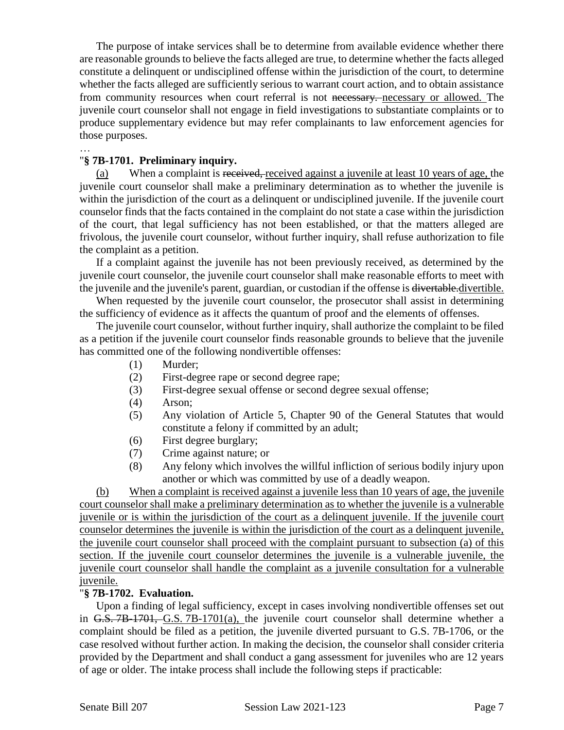The purpose of intake services shall be to determine from available evidence whether there are reasonable grounds to believe the facts alleged are true, to determine whether the facts alleged constitute a delinquent or undisciplined offense within the jurisdiction of the court, to determine whether the facts alleged are sufficiently serious to warrant court action, and to obtain assistance from community resources when court referral is not ~~necessary.~~ necessary or allowed. The juvenile court counselor shall not engage in field investigations to substantiate complaints or to produce supplementary evidence but may refer complainants to law enforcement agencies for those purposes.

…

"**§ 7B-1701. Preliminary inquiry.**

(a) When a complaint is ~~received,~~ received against a juvenile at least 10 years of age, the juvenile court counselor shall make a preliminary determination as to whether the juvenile is within the jurisdiction of the court as a delinquent or undisciplined juvenile. If the juvenile court counselor finds that the facts contained in the complaint do not state a case within the jurisdiction of the court, that legal sufficiency has not been established, or that the matters alleged are frivolous, the juvenile court counselor, without further inquiry, shall refuse authorization to file the complaint as a petition.

If a complaint against the juvenile has not been previously received, as determined by the juvenile court counselor, the juvenile court counselor shall make reasonable efforts to meet with the juvenile and the juvenile's parent, guardian, or custodian if the offense is ~~divertable.~~divertible.

When requested by the juvenile court counselor, the prosecutor shall assist in determining the sufficiency of evidence as it affects the quantum of proof and the elements of offenses.

The juvenile court counselor, without further inquiry, shall authorize the complaint to be filed as a petition if the juvenile court counselor finds reasonable grounds to believe that the juvenile has committed one of the following nondivertible offenses:

(1) Murder;
(2) First-degree rape or second degree rape;
(3) First-degree sexual offense or second degree sexual offense;
(4) Arson;
(5) Any violation of Article 5, Chapter 90 of the General Statutes that would constitute a felony if committed by an adult;
(6) First degree burglary;
(7) Crime against nature; or
(8) Any felony which involves the willful infliction of serious bodily injury upon another or which was committed by use of a deadly weapon.

(b) When a complaint is received against a juvenile less than 10 years of age, the juvenile court counselor shall make a preliminary determination as to whether the juvenile is a vulnerable juvenile or is within the jurisdiction of the court as a delinquent juvenile. If the juvenile court counselor determines the juvenile is within the jurisdiction of the court as a delinquent juvenile, the juvenile court counselor shall proceed with the complaint pursuant to subsection (a) of this section. If the juvenile court counselor determines the juvenile is a vulnerable juvenile, the juvenile court counselor shall handle the complaint as a juvenile consultation for a vulnerable juvenile.

"**§ 7B-1702. Evaluation.**

Upon a finding of legal sufficiency, except in cases involving nondivertible offenses set out in ~~G.S. 7B-1701,~~ G.S. 7B-1701(a), the juvenile court counselor shall determine whether a complaint should be filed as a petition, the juvenile diverted pursuant to G.S. 7B-1706, or the case resolved without further action. In making the decision, the counselor shall consider criteria provided by the Department and shall conduct a gang assessment for juveniles who are 12 years of age or older. The intake process shall include the following steps if practicable: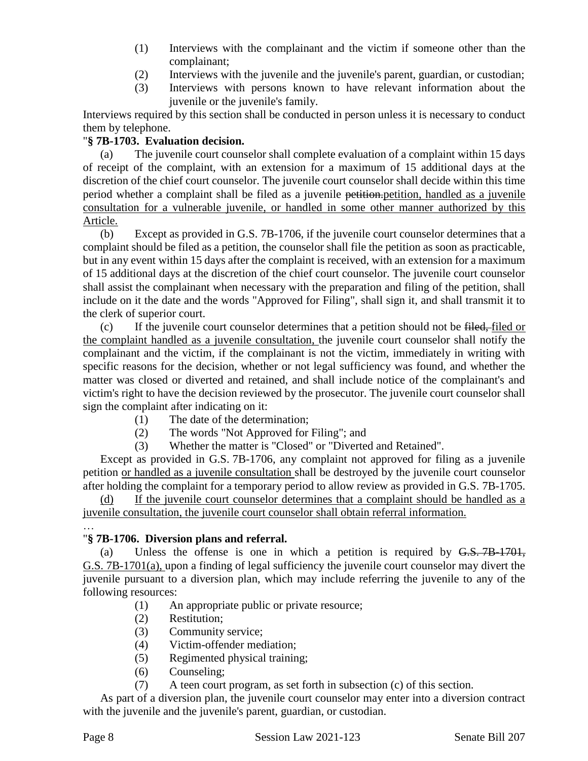(1) Interviews with the complainant and the victim if someone other than the complainant;

(2) Interviews with the juvenile and the juvenile's parent, guardian, or custodian;

(3) Interviews with persons known to have relevant information about the juvenile or the juvenile's family.

Interviews required by this section shall be conducted in person unless it is necessary to conduct them by telephone.

"**§ 7B-1703. Evaluation decision.**

(a) The juvenile court counselor shall complete evaluation of a complaint within 15 days of receipt of the complaint, with an extension for a maximum of 15 additional days at the discretion of the chief court counselor. The juvenile court counselor shall decide within this time period whether a complaint shall be filed as a juvenile ~~petition.~~petition, handled as a juvenile consultation for a vulnerable juvenile, or handled in some other manner authorized by this Article.

(b) Except as provided in G.S. 7B-1706, if the juvenile court counselor determines that a complaint should be filed as a petition, the counselor shall file the petition as soon as practicable, but in any event within 15 days after the complaint is received, with an extension for a maximum of 15 additional days at the discretion of the chief court counselor. The juvenile court counselor shall assist the complainant when necessary with the preparation and filing of the petition, shall include on it the date and the words "Approved for Filing", shall sign it, and shall transmit it to the clerk of superior court.

(c) If the juvenile court counselor determines that a petition should not be ~~filed,~~ filed or the complaint handled as a juvenile consultation, the juvenile court counselor shall notify the complainant and the victim, if the complainant is not the victim, immediately in writing with specific reasons for the decision, whether or not legal sufficiency was found, and whether the matter was closed or diverted and retained, and shall include notice of the complainant's and victim's right to have the decision reviewed by the prosecutor. The juvenile court counselor shall sign the complaint after indicating on it:

(1) The date of the determination;

(2) The words "Not Approved for Filing"; and

(3) Whether the matter is "Closed" or "Diverted and Retained".

Except as provided in G.S. 7B-1706, any complaint not approved for filing as a juvenile petition or handled as a juvenile consultation shall be destroyed by the juvenile court counselor after holding the complaint for a temporary period to allow review as provided in G.S. 7B-1705.

(d) If the juvenile court counselor determines that a complaint should be handled as a juvenile consultation, the juvenile court counselor shall obtain referral information.

…

"**§ 7B-1706. Diversion plans and referral.**

(a) Unless the offense is one in which a petition is required by ~~G.S. 7B-1701,~~ G.S. 7B-1701(a), upon a finding of legal sufficiency the juvenile court counselor may divert the juvenile pursuant to a diversion plan, which may include referring the juvenile to any of the following resources:

(1) An appropriate public or private resource;

(2) Restitution;

(3) Community service;

(4) Victim-offender mediation;

(5) Regimented physical training;

(6) Counseling;

(7) A teen court program, as set forth in subsection (c) of this section.

As part of a diversion plan, the juvenile court counselor may enter into a diversion contract with the juvenile and the juvenile's parent, guardian, or custodian.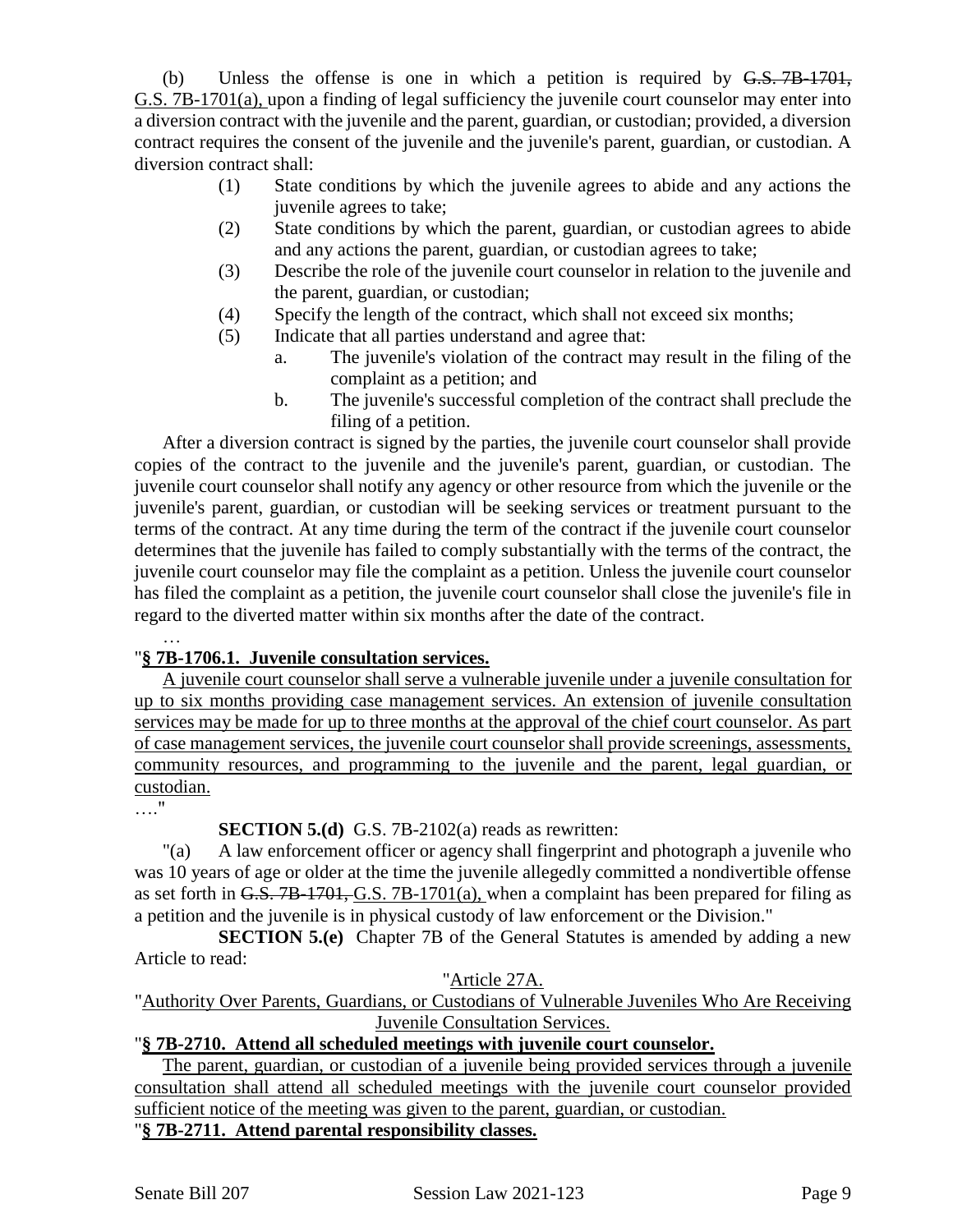(b) Unless the offense is one in which a petition is required by ~~G.S. 7B-1701,~~ G.S. 7B-1701(a), upon a finding of legal sufficiency the juvenile court counselor may enter into a diversion contract with the juvenile and the parent, guardian, or custodian; provided, a diversion contract requires the consent of the juvenile and the juvenile's parent, guardian, or custodian. A diversion contract shall:

(1) State conditions by which the juvenile agrees to abide and any actions the juvenile agrees to take;

(2) State conditions by which the parent, guardian, or custodian agrees to abide and any actions the parent, guardian, or custodian agrees to take;

(3) Describe the role of the juvenile court counselor in relation to the juvenile and the parent, guardian, or custodian;

(4) Specify the length of the contract, which shall not exceed six months;

(5) Indicate that all parties understand and agree that:

a. The juvenile's violation of the contract may result in the filing of the complaint as a petition; and

b. The juvenile's successful completion of the contract shall preclude the filing of a petition.

After a diversion contract is signed by the parties, the juvenile court counselor shall provide copies of the contract to the juvenile and the juvenile's parent, guardian, or custodian. The juvenile court counselor shall notify any agency or other resource from which the juvenile or the juvenile's parent, guardian, or custodian will be seeking services or treatment pursuant to the terms of the contract. At any time during the term of the contract if the juvenile court counselor determines that the juvenile has failed to comply substantially with the terms of the contract, the juvenile court counselor may file the complaint as a petition. Unless the juvenile court counselor has filed the complaint as a petition, the juvenile court counselor shall close the juvenile's file in regard to the diverted matter within six months after the date of the contract.

…

"**§ 7B-1706.1. Juvenile consultation services.**

A juvenile court counselor shall serve a vulnerable juvenile under a juvenile consultation for up to six months providing case management services. An extension of juvenile consultation services may be made for up to three months at the approval of the chief court counselor. As part of case management services, the juvenile court counselor shall provide screenings, assessments, community resources, and programming to the juvenile and the parent, legal guardian, or custodian.

…."

**SECTION 5.(d)** G.S. 7B-2102(a) reads as rewritten:

"(a) A law enforcement officer or agency shall fingerprint and photograph a juvenile who was 10 years of age or older at the time the juvenile allegedly committed a nondivertible offense as set forth in ~~G.S. 7B-1701,~~ G.S. 7B-1701(a), when a complaint has been prepared for filing as a petition and the juvenile is in physical custody of law enforcement or the Division."

**SECTION 5.(e)** Chapter 7B of the General Statutes is amended by adding a new Article to read:

"Article 27A.

"Authority Over Parents, Guardians, or Custodians of Vulnerable Juveniles Who Are Receiving Juvenile Consultation Services.

"**§ 7B-2710. Attend all scheduled meetings with juvenile court counselor.**

The parent, guardian, or custodian of a juvenile being provided services through a juvenile consultation shall attend all scheduled meetings with the juvenile court counselor provided sufficient notice of the meeting was given to the parent, guardian, or custodian.

"**§ 7B-2711. Attend parental responsibility classes.**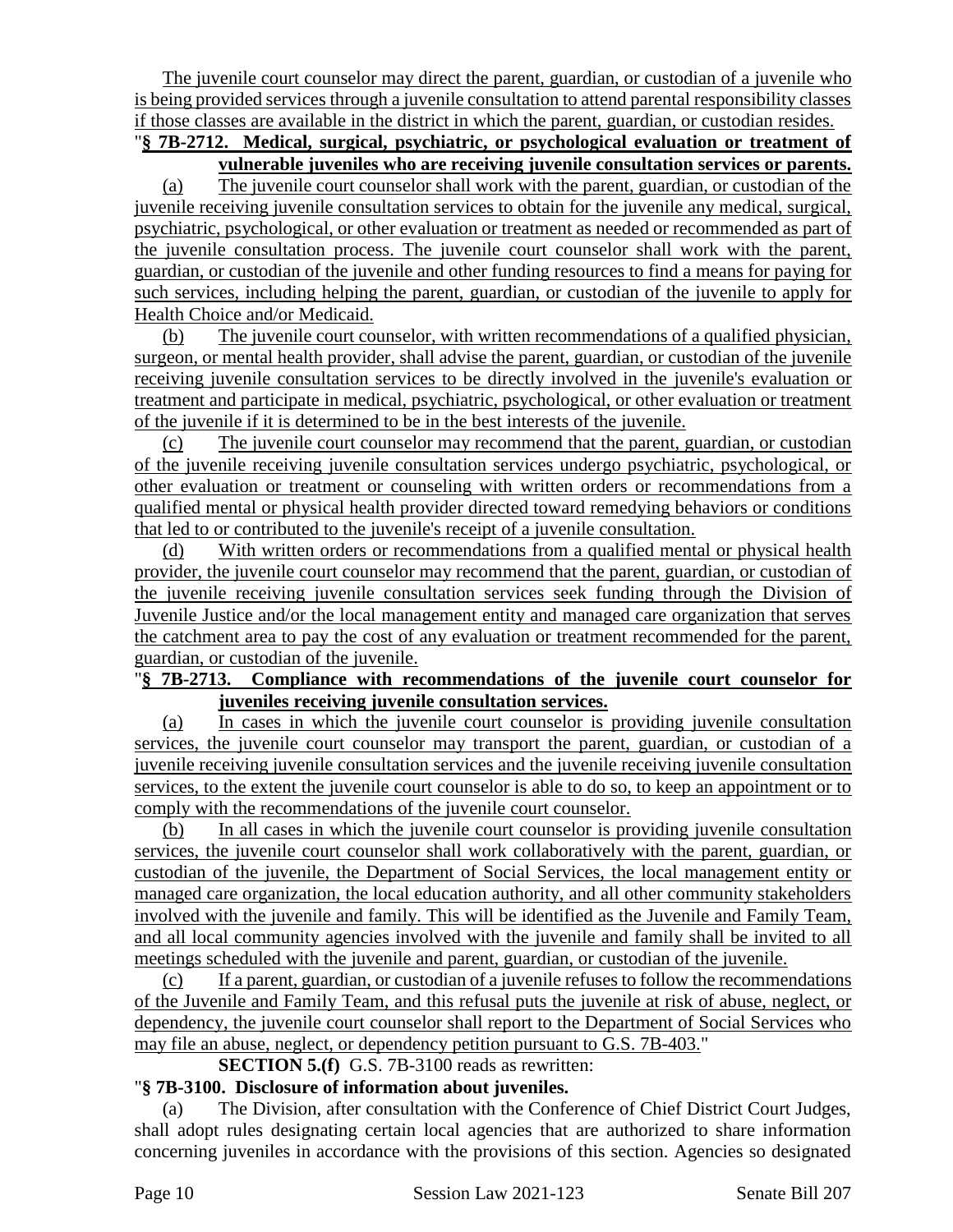The juvenile court counselor may direct the parent, guardian, or custodian of a juvenile who is being provided services through a juvenile consultation to attend parental responsibility classes if those classes are available in the district in which the parent, guardian, or custodian resides.

"**§ 7B-2712. Medical, surgical, psychiatric, or psychological evaluation or treatment of vulnerable juveniles who are receiving juvenile consultation services or parents.**

(a) The juvenile court counselor shall work with the parent, guardian, or custodian of the juvenile receiving juvenile consultation services to obtain for the juvenile any medical, surgical, psychiatric, psychological, or other evaluation or treatment as needed or recommended as part of the juvenile consultation process. The juvenile court counselor shall work with the parent, guardian, or custodian of the juvenile and other funding resources to find a means for paying for such services, including helping the parent, guardian, or custodian of the juvenile to apply for Health Choice and/or Medicaid.

(b) The juvenile court counselor, with written recommendations of a qualified physician, surgeon, or mental health provider, shall advise the parent, guardian, or custodian of the juvenile receiving juvenile consultation services to be directly involved in the juvenile's evaluation or treatment and participate in medical, psychiatric, psychological, or other evaluation or treatment of the juvenile if it is determined to be in the best interests of the juvenile.

(c) The juvenile court counselor may recommend that the parent, guardian, or custodian of the juvenile receiving juvenile consultation services undergo psychiatric, psychological, or other evaluation or treatment or counseling with written orders or recommendations from a qualified mental or physical health provider directed toward remedying behaviors or conditions that led to or contributed to the juvenile's receipt of a juvenile consultation.

(d) With written orders or recommendations from a qualified mental or physical health provider, the juvenile court counselor may recommend that the parent, guardian, or custodian of the juvenile receiving juvenile consultation services seek funding through the Division of Juvenile Justice and/or the local management entity and managed care organization that serves the catchment area to pay the cost of any evaluation or treatment recommended for the parent, guardian, or custodian of the juvenile.

"**§ 7B-2713. Compliance with recommendations of the juvenile court counselor for juveniles receiving juvenile consultation services.**

(a) In cases in which the juvenile court counselor is providing juvenile consultation services, the juvenile court counselor may transport the parent, guardian, or custodian of a juvenile receiving juvenile consultation services and the juvenile receiving juvenile consultation services, to the extent the juvenile court counselor is able to do so, to keep an appointment or to comply with the recommendations of the juvenile court counselor.

(b) In all cases in which the juvenile court counselor is providing juvenile consultation services, the juvenile court counselor shall work collaboratively with the parent, guardian, or custodian of the juvenile, the Department of Social Services, the local management entity or managed care organization, the local education authority, and all other community stakeholders involved with the juvenile and family. This will be identified as the Juvenile and Family Team, and all local community agencies involved with the juvenile and family shall be invited to all meetings scheduled with the juvenile and parent, guardian, or custodian of the juvenile.

(c) If a parent, guardian, or custodian of a juvenile refuses to follow the recommendations of the Juvenile and Family Team, and this refusal puts the juvenile at risk of abuse, neglect, or dependency, the juvenile court counselor shall report to the Department of Social Services who may file an abuse, neglect, or dependency petition pursuant to G.S. 7B-403."

**SECTION 5.(f)** G.S. 7B-3100 reads as rewritten:

"**§ 7B-3100. Disclosure of information about juveniles.**

(a) The Division, after consultation with the Conference of Chief District Court Judges, shall adopt rules designating certain local agencies that are authorized to share information concerning juveniles in accordance with the provisions of this section. Agencies so designated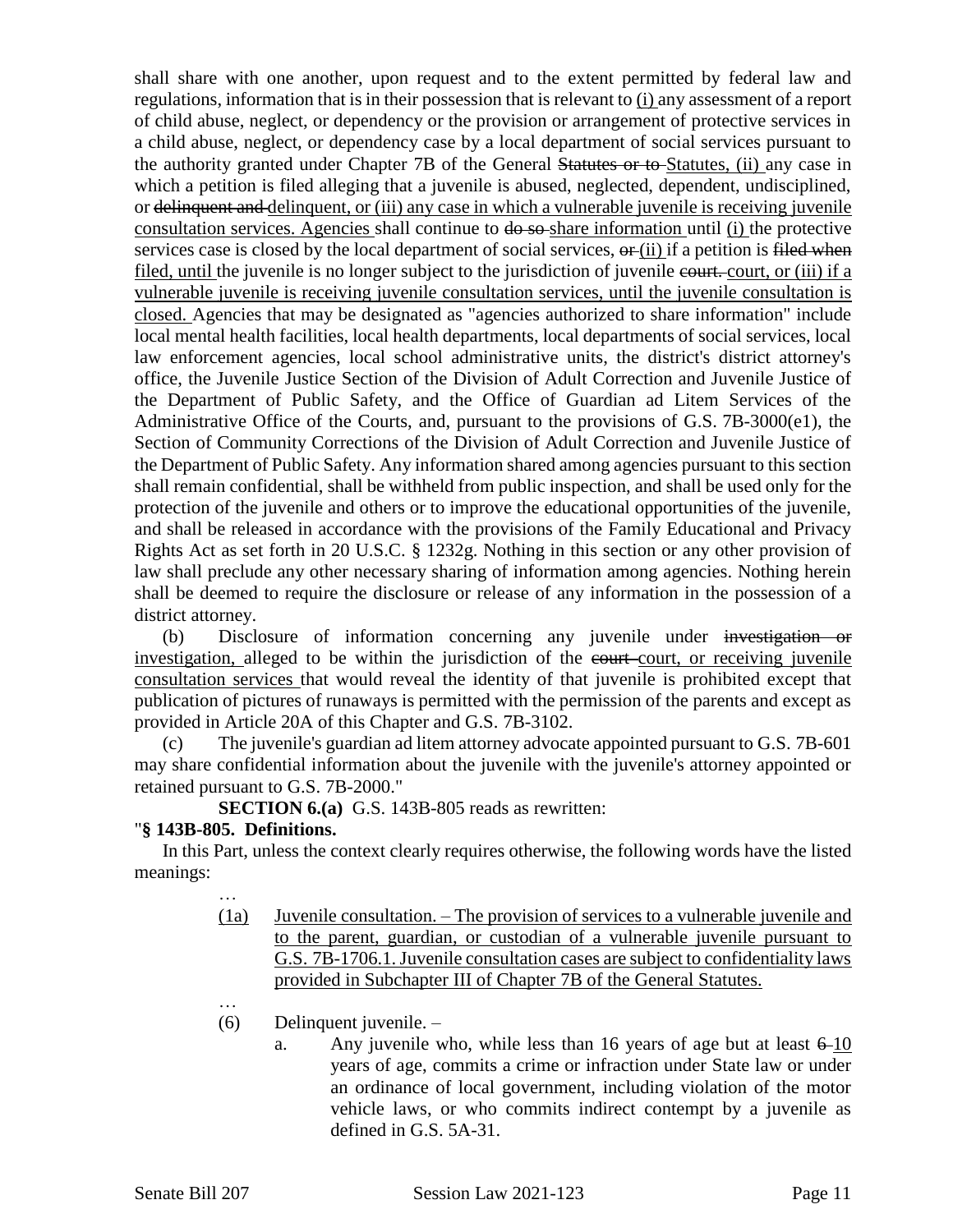shall share with one another, upon request and to the extent permitted by federal law and regulations, information that is in their possession that is relevant to (i) any assessment of a report of child abuse, neglect, or dependency or the provision or arrangement of protective services in a child abuse, neglect, or dependency case by a local department of social services pursuant to the authority granted under Chapter 7B of the General ~~Statutes or to~~ Statutes, (ii) any case in which a petition is filed alleging that a juvenile is abused, neglected, dependent, undisciplined, or ~~delinquent and~~ delinquent, or (iii) any case in which a vulnerable juvenile is receiving juvenile consultation services. Agencies shall continue to ~~do so~~ share information until (i) the protective services case is closed by the local department of social services, ~~or~~ (ii) if a petition is ~~filed when~~ filed, until the juvenile is no longer subject to the jurisdiction of juvenile ~~court.~~ court, or (iii) if a vulnerable juvenile is receiving juvenile consultation services, until the juvenile consultation is closed. Agencies that may be designated as "agencies authorized to share information" include local mental health facilities, local health departments, local departments of social services, local law enforcement agencies, local school administrative units, the district's district attorney's office, the Juvenile Justice Section of the Division of Adult Correction and Juvenile Justice of the Department of Public Safety, and the Office of Guardian ad Litem Services of the Administrative Office of the Courts, and, pursuant to the provisions of G.S. 7B-3000(e1), the Section of Community Corrections of the Division of Adult Correction and Juvenile Justice of the Department of Public Safety. Any information shared among agencies pursuant to this section shall remain confidential, shall be withheld from public inspection, and shall be used only for the protection of the juvenile and others or to improve the educational opportunities of the juvenile, and shall be released in accordance with the provisions of the Family Educational and Privacy Rights Act as set forth in 20 U.S.C. § 1232g. Nothing in this section or any other provision of law shall preclude any other necessary sharing of information among agencies. Nothing herein shall be deemed to require the disclosure or release of any information in the possession of a district attorney.

(b) Disclosure of information concerning any juvenile under ~~investigation or~~ investigation, alleged to be within the jurisdiction of the ~~court~~ court, or receiving juvenile consultation services that would reveal the identity of that juvenile is prohibited except that publication of pictures of runaways is permitted with the permission of the parents and except as provided in Article 20A of this Chapter and G.S. 7B-3102.

(c) The juvenile's guardian ad litem attorney advocate appointed pursuant to G.S. 7B-601 may share confidential information about the juvenile with the juvenile's attorney appointed or retained pursuant to G.S. 7B-2000."

**SECTION 6.(a)** G.S. 143B-805 reads as rewritten:

"**§ 143B-805. Definitions.**

In this Part, unless the context clearly requires otherwise, the following words have the listed meanings:

…

(1a) Juvenile consultation. – The provision of services to a vulnerable juvenile and to the parent, guardian, or custodian of a vulnerable juvenile pursuant to G.S. 7B-1706.1. Juvenile consultation cases are subject to confidentiality laws provided in Subchapter III of Chapter 7B of the General Statutes.

…

(6) Delinquent juvenile. –

a. Any juvenile who, while less than 16 years of age but at least ~~6~~ 10 years of age, commits a crime or infraction under State law or under an ordinance of local government, including violation of the motor vehicle laws, or who commits indirect contempt by a juvenile as defined in G.S. 5A-31.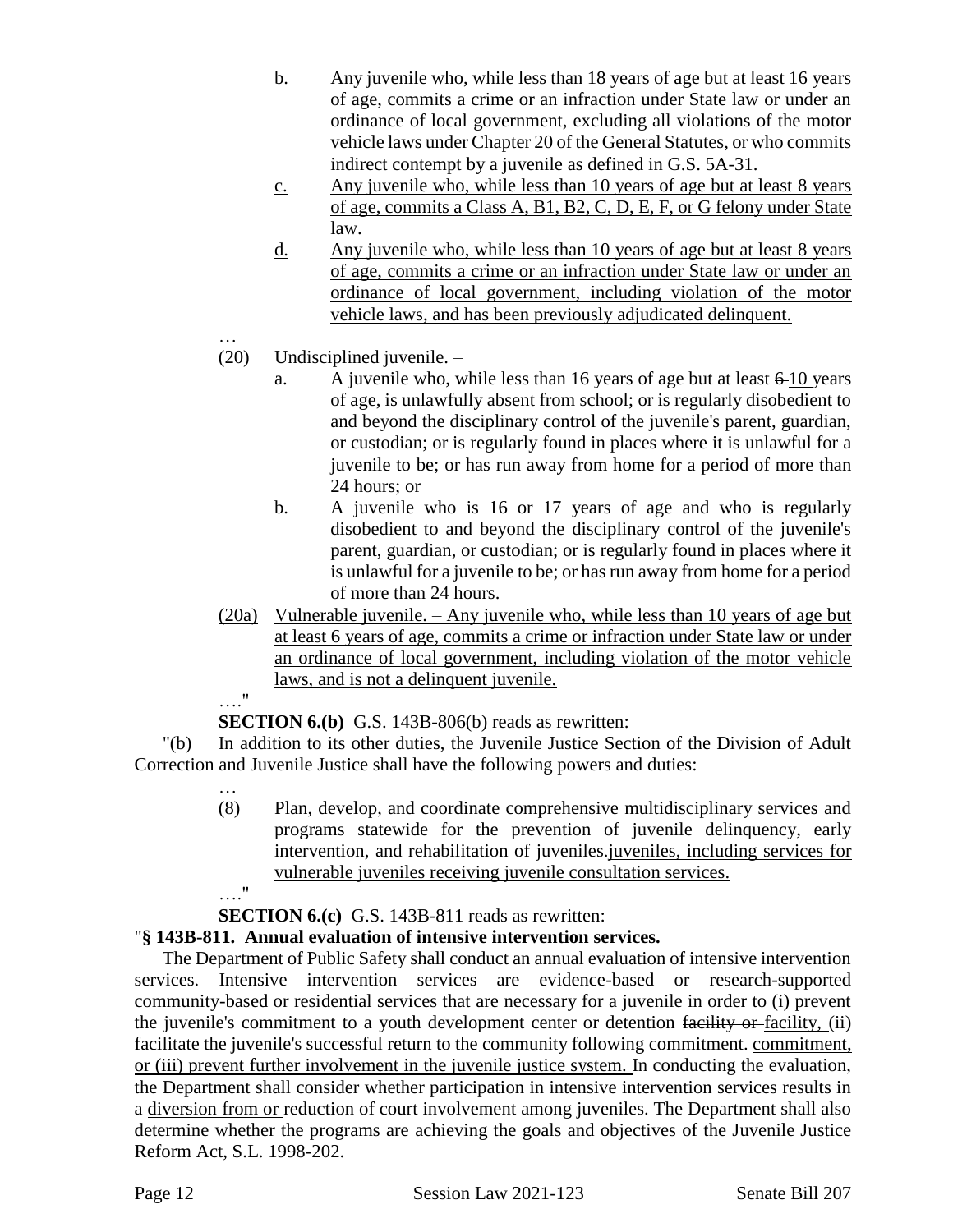b. Any juvenile who, while less than 18 years of age but at least 16 years of age, commits a crime or an infraction under State law or under an ordinance of local government, excluding all violations of the motor vehicle laws under Chapter 20 of the General Statutes, or who commits indirect contempt by a juvenile as defined in G.S. 5A-31.

c. Any juvenile who, while less than 10 years of age but at least 8 years of age, commits a Class A, B1, B2, C, D, E, F, or G felony under State law.

d. Any juvenile who, while less than 10 years of age but at least 8 years of age, commits a crime or an infraction under State law or under an ordinance of local government, including violation of the motor vehicle laws, and has been previously adjudicated delinquent.

…

(20) Undisciplined juvenile. –

a. A juvenile who, while less than 16 years of age but at least ~~6~~ 10 years of age, is unlawfully absent from school; or is regularly disobedient to and beyond the disciplinary control of the juvenile's parent, guardian, or custodian; or is regularly found in places where it is unlawful for a juvenile to be; or has run away from home for a period of more than 24 hours; or

b. A juvenile who is 16 or 17 years of age and who is regularly disobedient to and beyond the disciplinary control of the juvenile's parent, guardian, or custodian; or is regularly found in places where it is unlawful for a juvenile to be; or has run away from home for a period of more than 24 hours.

(20a) Vulnerable juvenile. – Any juvenile who, while less than 10 years of age but at least 6 years of age, commits a crime or infraction under State law or under an ordinance of local government, including violation of the motor vehicle laws, and is not a delinquent juvenile.

…."

**SECTION 6.(b)** G.S. 143B-806(b) reads as rewritten:

"(b) In addition to its other duties, the Juvenile Justice Section of the Division of Adult Correction and Juvenile Justice shall have the following powers and duties:

…

(8) Plan, develop, and coordinate comprehensive multidisciplinary services and programs statewide for the prevention of juvenile delinquency, early intervention, and rehabilitation of ~~juveniles.~~juveniles, including services for vulnerable juveniles receiving juvenile consultation services.

…."

**SECTION 6.(c)** G.S. 143B-811 reads as rewritten:

"**§ 143B-811. Annual evaluation of intensive intervention services.**

The Department of Public Safety shall conduct an annual evaluation of intensive intervention services. Intensive intervention services are evidence-based or research-supported community-based or residential services that are necessary for a juvenile in order to (i) prevent the juvenile's commitment to a youth development center or detention ~~facility or~~ facility, (ii) facilitate the juvenile's successful return to the community following ~~commitment.~~ commitment, or (iii) prevent further involvement in the juvenile justice system. In conducting the evaluation, the Department shall consider whether participation in intensive intervention services results in a diversion from or reduction of court involvement among juveniles. The Department shall also determine whether the programs are achieving the goals and objectives of the Juvenile Justice Reform Act, S.L. 1998-202.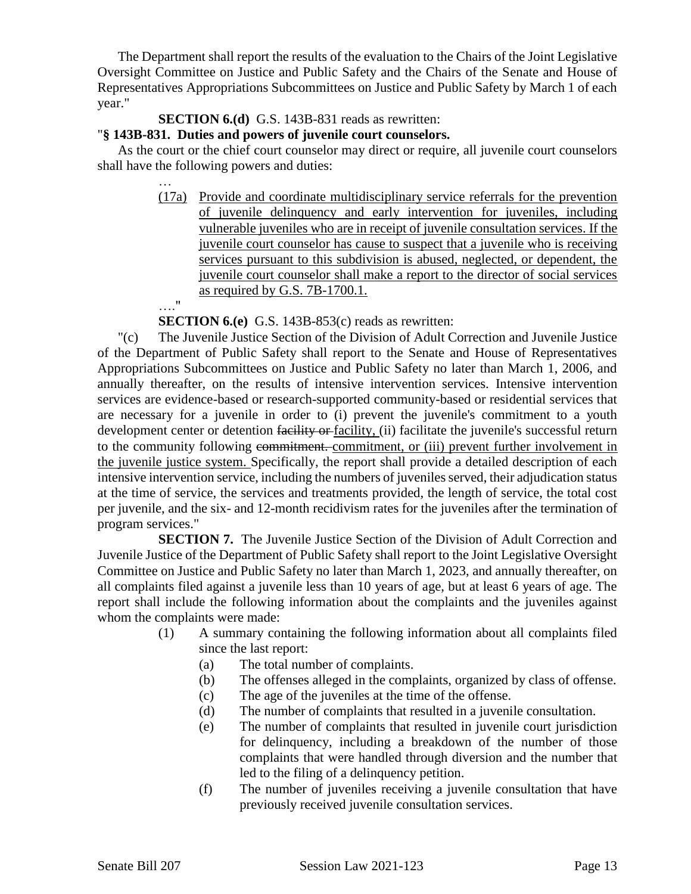The Department shall report the results of the evaluation to the Chairs of the Joint Legislative Oversight Committee on Justice and Public Safety and the Chairs of the Senate and House of Representatives Appropriations Subcommittees on Justice and Public Safety by March 1 of each year."

**SECTION 6.(d)** G.S. 143B-831 reads as rewritten:

"**§ 143B-831. Duties and powers of juvenile court counselors.**

As the court or the chief court counselor may direct or require, all juvenile court counselors shall have the following powers and duties:

…

(17a) Provide and coordinate multidisciplinary service referrals for the prevention of juvenile delinquency and early intervention for juveniles, including vulnerable juveniles who are in receipt of juvenile consultation services. If the juvenile court counselor has cause to suspect that a juvenile who is receiving services pursuant to this subdivision is abused, neglected, or dependent, the juvenile court counselor shall make a report to the director of social services as required by G.S. 7B-1700.1.

…."

**SECTION 6.(e)** G.S. 143B-853(c) reads as rewritten:

"(c) The Juvenile Justice Section of the Division of Adult Correction and Juvenile Justice of the Department of Public Safety shall report to the Senate and House of Representatives Appropriations Subcommittees on Justice and Public Safety no later than March 1, 2006, and annually thereafter, on the results of intensive intervention services. Intensive intervention services are evidence-based or research-supported community-based or residential services that are necessary for a juvenile in order to (i) prevent the juvenile's commitment to a youth development center or detention ~~facility or~~ facility, (ii) facilitate the juvenile's successful return to the community following ~~commitment.~~ commitment, or (iii) prevent further involvement in the juvenile justice system. Specifically, the report shall provide a detailed description of each intensive intervention service, including the numbers of juveniles served, their adjudication status at the time of service, the services and treatments provided, the length of service, the total cost per juvenile, and the six- and 12-month recidivism rates for the juveniles after the termination of program services."

**SECTION 7.** The Juvenile Justice Section of the Division of Adult Correction and Juvenile Justice of the Department of Public Safety shall report to the Joint Legislative Oversight Committee on Justice and Public Safety no later than March 1, 2023, and annually thereafter, on all complaints filed against a juvenile less than 10 years of age, but at least 6 years of age. The report shall include the following information about the complaints and the juveniles against whom the complaints were made:

(1) A summary containing the following information about all complaints filed since the last report:
   (a) The total number of complaints.
   (b) The offenses alleged in the complaints, organized by class of offense.
   (c) The age of the juveniles at the time of the offense.
   (d) The number of complaints that resulted in a juvenile consultation.
   (e) The number of complaints that resulted in juvenile court jurisdiction for delinquency, including a breakdown of the number of those complaints that were handled through diversion and the number that led to the filing of a delinquency petition.
   (f) The number of juveniles receiving a juvenile consultation that have previously received juvenile consultation services.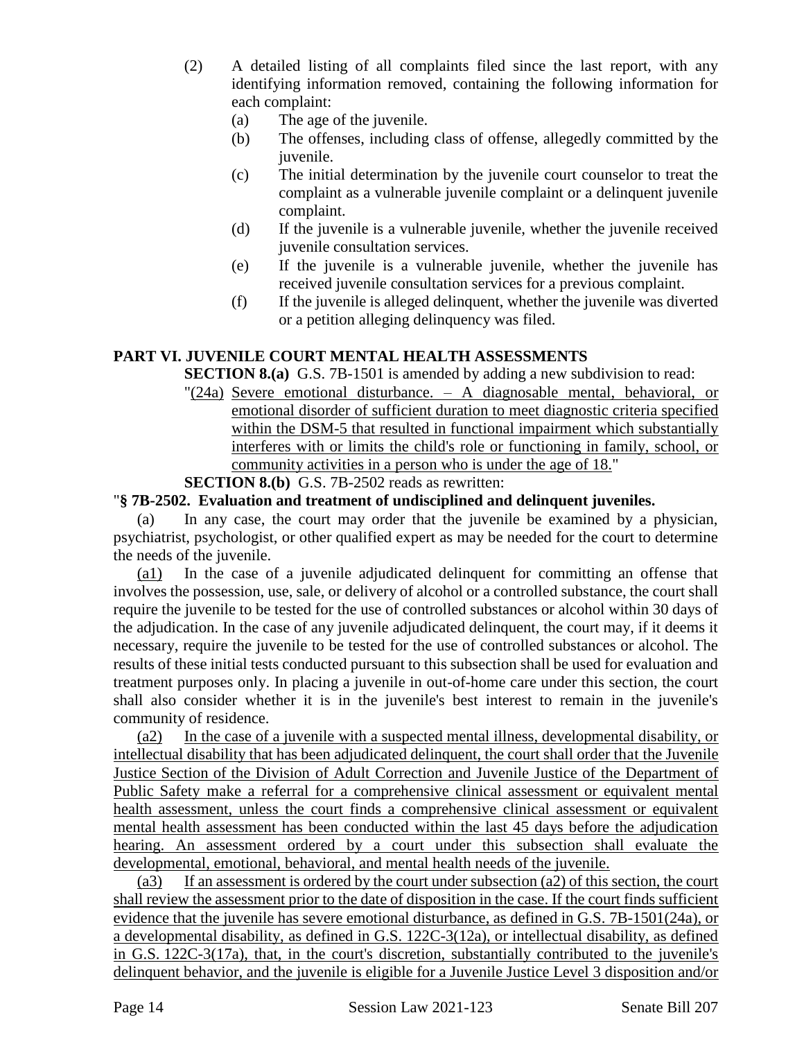(2) A detailed listing of all complaints filed since the last report, with any identifying information removed, containing the following information for each complaint:

  (a) The age of the juvenile.

  (b) The offenses, including class of offense, allegedly committed by the juvenile.

  (c) The initial determination by the juvenile court counselor to treat the complaint as a vulnerable juvenile complaint or a delinquent juvenile complaint.

  (d) If the juvenile is a vulnerable juvenile, whether the juvenile received juvenile consultation services.

  (e) If the juvenile is a vulnerable juvenile, whether the juvenile has received juvenile consultation services for a previous complaint.

  (f) If the juvenile is alleged delinquent, whether the juvenile was diverted or a petition alleging delinquency was filed.

### PART VI. JUVENILE COURT MENTAL HEALTH ASSESSMENTS

**SECTION 8.(a)** G.S. 7B-1501 is amended by adding a new subdivision to read:

"(24a) Severe emotional disturbance. – A diagnosable mental, behavioral, or emotional disorder of sufficient duration to meet diagnostic criteria specified within the DSM-5 that resulted in functional impairment which substantially interferes with or limits the child's role or functioning in family, school, or community activities in a person who is under the age of 18."

**SECTION 8.(b)** G.S. 7B-2502 reads as rewritten:

"**§ 7B-2502. Evaluation and treatment of undisciplined and delinquent juveniles.**

(a) In any case, the court may order that the juvenile be examined by a physician, psychiatrist, psychologist, or other qualified expert as may be needed for the court to determine the needs of the juvenile.

(a1) In the case of a juvenile adjudicated delinquent for committing an offense that involves the possession, use, sale, or delivery of alcohol or a controlled substance, the court shall require the juvenile to be tested for the use of controlled substances or alcohol within 30 days of the adjudication. In the case of any juvenile adjudicated delinquent, the court may, if it deems it necessary, require the juvenile to be tested for the use of controlled substances or alcohol. The results of these initial tests conducted pursuant to this subsection shall be used for evaluation and treatment purposes only. In placing a juvenile in out-of-home care under this section, the court shall also consider whether it is in the juvenile's best interest to remain in the juvenile's community of residence.

(a2) In the case of a juvenile with a suspected mental illness, developmental disability, or intellectual disability that has been adjudicated delinquent, the court shall order that the Juvenile Justice Section of the Division of Adult Correction and Juvenile Justice of the Department of Public Safety make a referral for a comprehensive clinical assessment or equivalent mental health assessment, unless the court finds a comprehensive clinical assessment or equivalent mental health assessment has been conducted within the last 45 days before the adjudication hearing. An assessment ordered by a court under this subsection shall evaluate the developmental, emotional, behavioral, and mental health needs of the juvenile.

(a3) If an assessment is ordered by the court under subsection (a2) of this section, the court shall review the assessment prior to the date of disposition in the case. If the court finds sufficient evidence that the juvenile has severe emotional disturbance, as defined in G.S. 7B-1501(24a), or a developmental disability, as defined in G.S. 122C-3(12a), or intellectual disability, as defined in G.S. 122C-3(17a), that, in the court's discretion, substantially contributed to the juvenile's delinquent behavior, and the juvenile is eligible for a Juvenile Justice Level 3 disposition and/or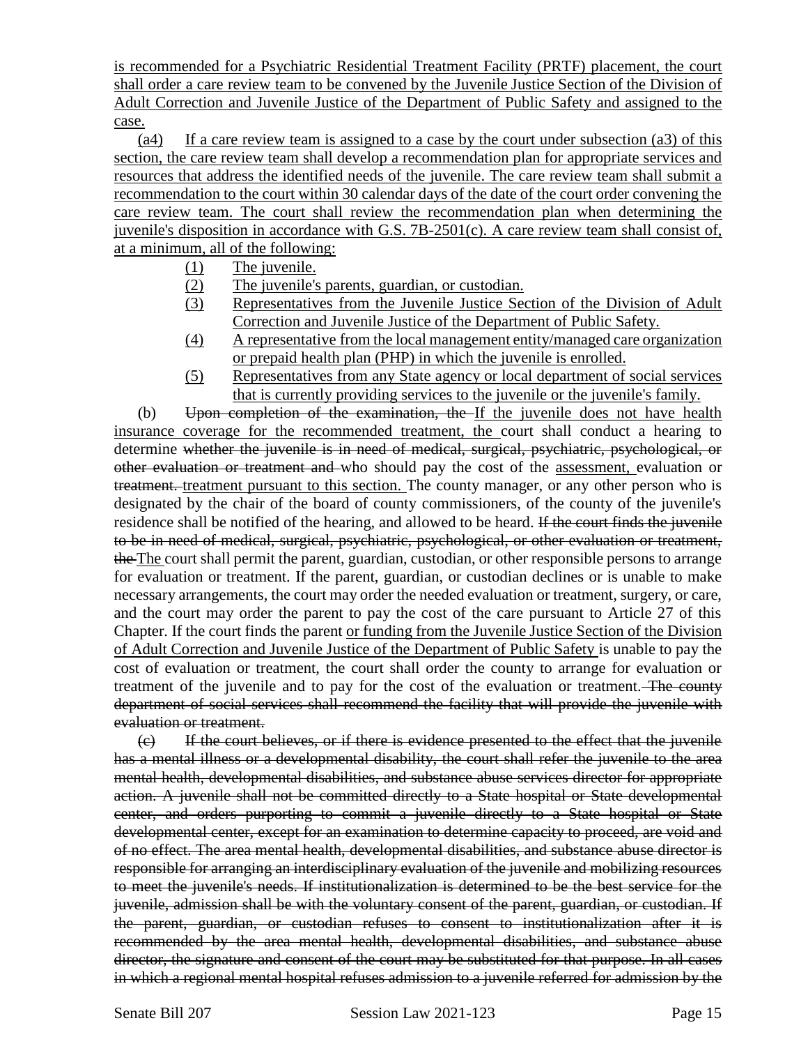is recommended for a Psychiatric Residential Treatment Facility (PRTF) placement, the court shall order a care review team to be convened by the Juvenile Justice Section of the Division of Adult Correction and Juvenile Justice of the Department of Public Safety and assigned to the case.

(a4) If a care review team is assigned to a case by the court under subsection (a3) of this section, the care review team shall develop a recommendation plan for appropriate services and resources that address the identified needs of the juvenile. The care review team shall submit a recommendation to the court within 30 calendar days of the date of the court order convening the care review team. The court shall review the recommendation plan when determining the juvenile's disposition in accordance with G.S. 7B-2501(c). A care review team shall consist of, at a minimum, all of the following:

(1) The juvenile.
(2) The juvenile's parents, guardian, or custodian.
(3) Representatives from the Juvenile Justice Section of the Division of Adult Correction and Juvenile Justice of the Department of Public Safety.
(4) A representative from the local management entity/managed care organization or prepaid health plan (PHP) in which the juvenile is enrolled.
(5) Representatives from any State agency or local department of social services that is currently providing services to the juvenile or the juvenile's family.

(b) ~~Upon completion of the examination, the~~ If the juvenile does not have health insurance coverage for the recommended treatment, the court shall conduct a hearing to determine ~~whether the juvenile is in need of medical, surgical, psychiatric, psychological, or other evaluation or treatment and~~ who should pay the cost of the assessment, evaluation or ~~treatment.~~ treatment pursuant to this section. The county manager, or any other person who is designated by the chair of the board of county commissioners, of the county of the juvenile's residence shall be notified of the hearing, and allowed to be heard. ~~If the court finds the juvenile to be in need of medical, surgical, psychiatric, psychological, or other evaluation or treatment, the~~ The court shall permit the parent, guardian, custodian, or other responsible persons to arrange for evaluation or treatment. If the parent, guardian, or custodian declines or is unable to make necessary arrangements, the court may order the needed evaluation or treatment, surgery, or care, and the court may order the parent to pay the cost of the care pursuant to Article 27 of this Chapter. If the court finds the parent or funding from the Juvenile Justice Section of the Division of Adult Correction and Juvenile Justice of the Department of Public Safety is unable to pay the cost of evaluation or treatment, the court shall order the county to arrange for evaluation or treatment of the juvenile and to pay for the cost of the evaluation or treatment. ~~The county department of social services shall recommend the facility that will provide the juvenile with evaluation or treatment.~~

~~(c) If the court believes, or if there is evidence presented to the effect that the juvenile has a mental illness or a developmental disability, the court shall refer the juvenile to the area mental health, developmental disabilities, and substance abuse services director for appropriate action. A juvenile shall not be committed directly to a State hospital or State developmental center, and orders purporting to commit a juvenile directly to a State hospital or State developmental center, except for an examination to determine capacity to proceed, are void and of no effect. The area mental health, developmental disabilities, and substance abuse director is responsible for arranging an interdisciplinary evaluation of the juvenile and mobilizing resources to meet the juvenile's needs. If institutionalization is determined to be the best service for the juvenile, admission shall be with the voluntary consent of the parent, guardian, or custodian. If the parent, guardian, or custodian refuses to consent to institutionalization after it is recommended by the area mental health, developmental disabilities, and substance abuse director, the signature and consent of the court may be substituted for that purpose. In all cases in which a regional mental hospital refuses admission to a juvenile referred for admission by the~~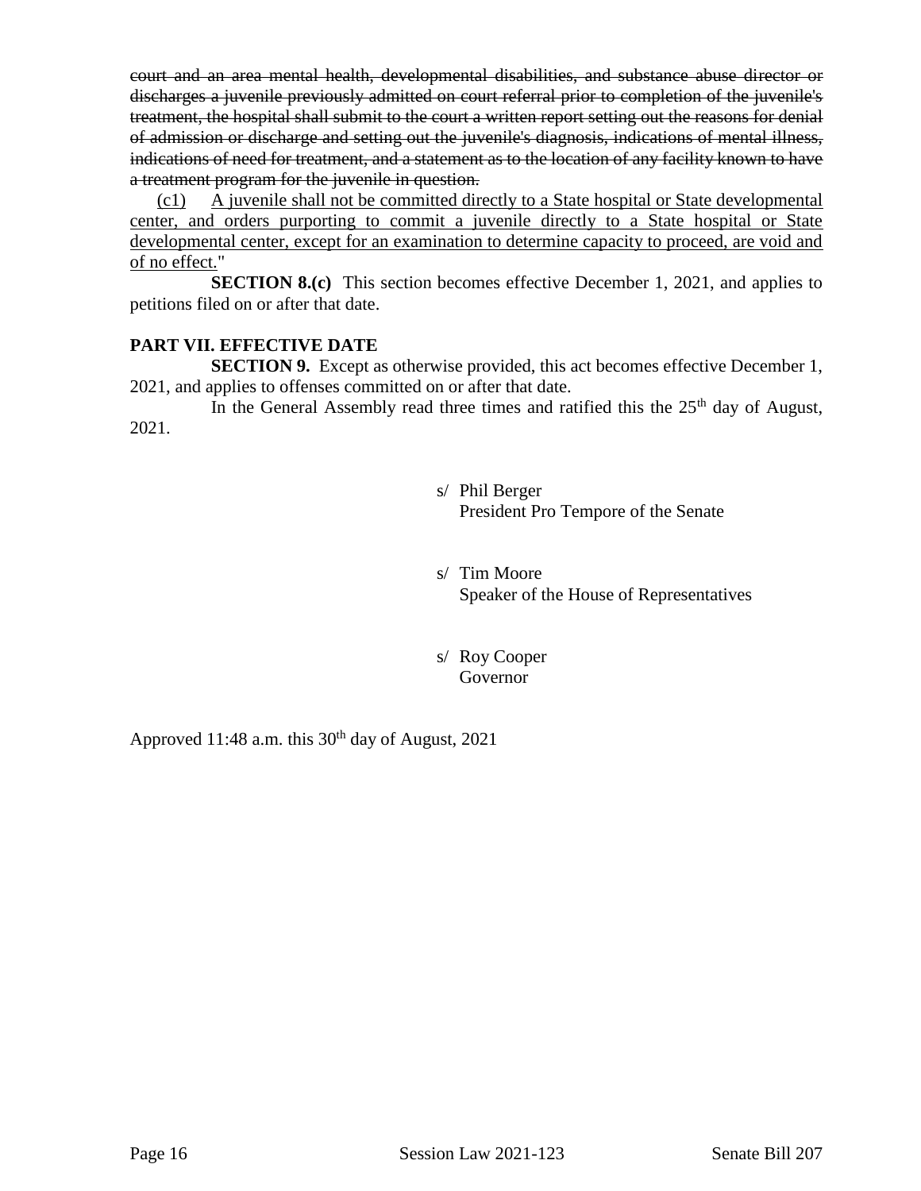~~court and an area mental health, developmental disabilities, and substance abuse director or discharges a juvenile previously admitted on court referral prior to completion of the juvenile's treatment, the hospital shall submit to the court a written report setting out the reasons for denial of admission or discharge and setting out the juvenile's diagnosis, indications of mental illness, indications of need for treatment, and a statement as to the location of any facility known to have a treatment program for the juvenile in question.~~

<u>(c1) A juvenile shall not be committed directly to a State hospital or State developmental center, and orders purporting to commit a juvenile directly to a State hospital or State developmental center, except for an examination to determine capacity to proceed, are void and of no effect.</u>"

**SECTION 8.(c)** This section becomes effective December 1, 2021, and applies to petitions filed on or after that date.

**PART VII. EFFECTIVE DATE**

**SECTION 9.** Except as otherwise provided, this act becomes effective December 1, 2021, and applies to offenses committed on or after that date.

In the General Assembly read three times and ratified this the 25th day of August, 2021.

s/ Phil Berger
President Pro Tempore of the Senate

s/ Tim Moore
Speaker of the House of Representatives

s/ Roy Cooper
Governor

Approved 11:48 a.m. this 30th day of August, 2021